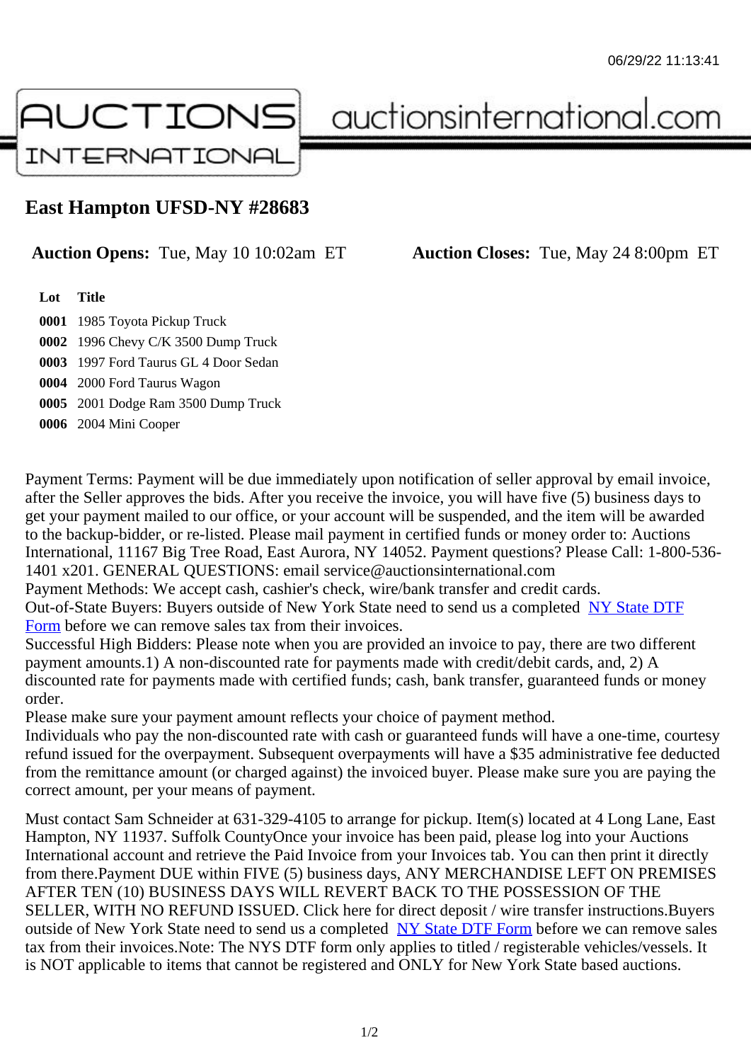06/29/22 11:13:41

# AUCTIONS INTERNATIONAL auctionsinternational.com

## East Hampton UFSD-NY #28683

**Auction Opens:** Tue, May 10 10:02am ET **Auction Closes:** Tue, May 24 8:00pm ET

| Lot | Title |
|---|---|
| 0001 | 1985 Toyota Pickup Truck |
| 0002 | 1996 Chevy C/K 3500 Dump Truck |
| 0003 | 1997 Ford Taurus GL 4 Door Sedan |
| 0004 | 2000 Ford Taurus Wagon |
| 0005 | 2001 Dodge Ram 3500 Dump Truck |
| 0006 | 2004 Mini Cooper |

Payment Terms: Payment will be due immediately upon notification of seller approval by email invoice, after the Seller approves the bids. After you receive the invoice, you will have five (5) business days to get your payment mailed to our office, or your account will be suspended, and the item will be awarded to the backup-bidder, or re-listed. Please mail payment in certified funds or money order to: Auctions International, 11167 Big Tree Road, East Aurora, NY 14052. Payment questions? Please Call: 1-800-536-1401 x201. GENERAL QUESTIONS: email service@auctionsinternational.com
Payment Methods: We accept cash, cashier's check, wire/bank transfer and credit cards.
Out-of-State Buyers: Buyers outside of New York State need to send us a completed NY State DTF Form before we can remove sales tax from their invoices.
Successful High Bidders: Please note when you are provided an invoice to pay, there are two different payment amounts.1) A non-discounted rate for payments made with credit/debit cards, and, 2) A discounted rate for payments made with certified funds; cash, bank transfer, guaranteed funds or money order.
Please make sure your payment amount reflects your choice of payment method.
Individuals who pay the non-discounted rate with cash or guaranteed funds will have a one-time, courtesy refund issued for the overpayment. Subsequent overpayments will have a $35 administrative fee deducted from the remittance amount (or charged against) the invoiced buyer. Please make sure you are paying the correct amount, per your means of payment.

Must contact Sam Schneider at 631-329-4105 to arrange for pickup. Item(s) located at 4 Long Lane, East Hampton, NY 11937. Suffolk CountyOnce your invoice has been paid, please log into your Auctions International account and retrieve the Paid Invoice from your Invoices tab. You can then print it directly from there.Payment DUE within FIVE (5) business days, ANY MERCHANDISE LEFT ON PREMISES AFTER TEN (10) BUSINESS DAYS WILL REVERT BACK TO THE POSSESSION OF THE SELLER, WITH NO REFUND ISSUED. Click here for direct deposit / wire transfer instructions.Buyers outside of New York State need to send us a completed NY State DTF Form before we can remove sales tax from their invoices.Note: The NYS DTF form only applies to titled / registerable vehicles/vessels. It is NOT applicable to items that cannot be registered and ONLY for New York State based auctions.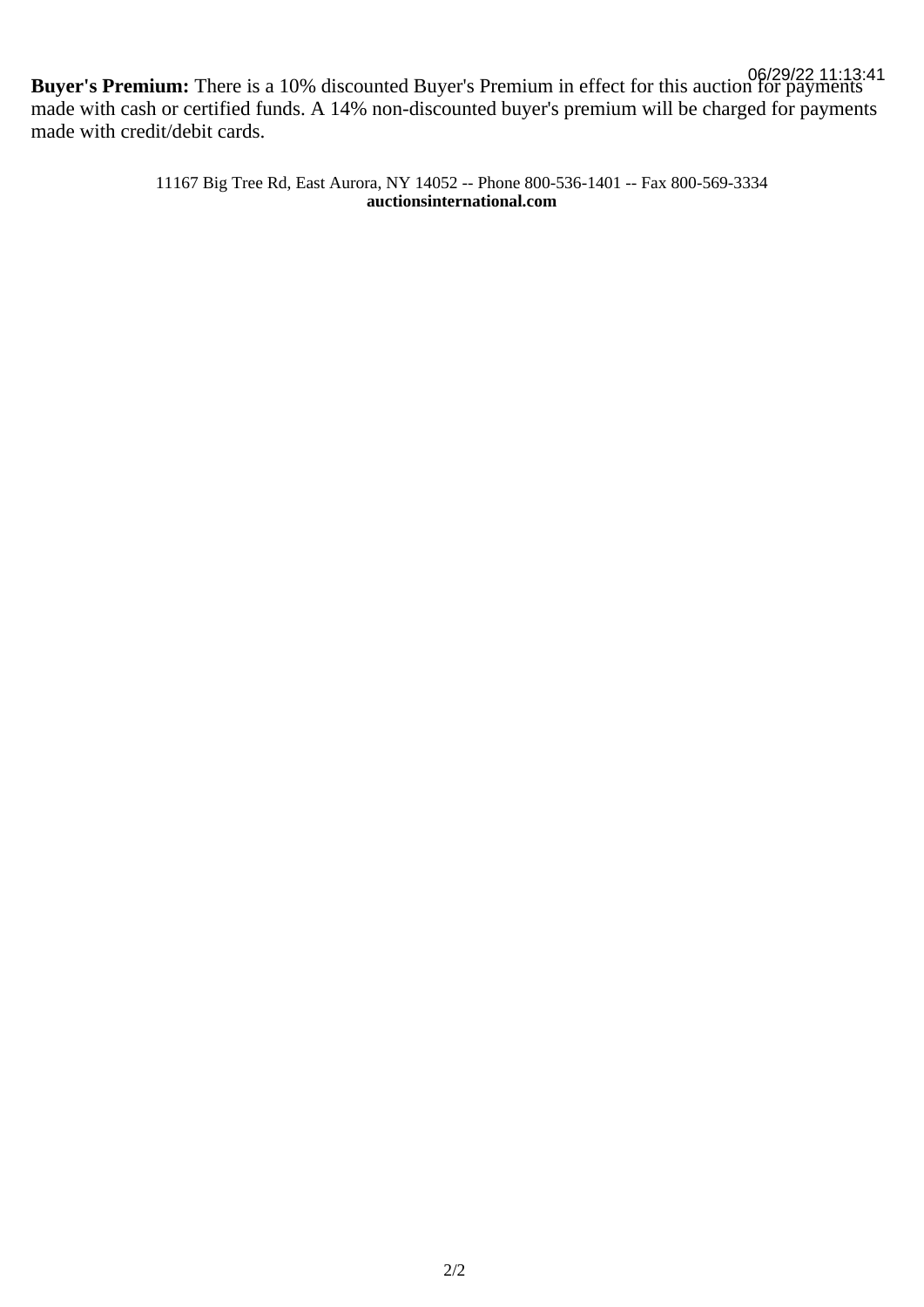**Buyer's Premium:** There is a 10% discounted Buyer's Premium in effect for this auction for payments made with cash or certified funds. A 14% non-discounted buyer's premium will be charged for payments made with credit/debit cards.

11167 Big Tree Rd, East Aurora, NY 14052 -- Phone 800-536-1401 -- Fax 800-569-3334
**auctionsinternational.com**